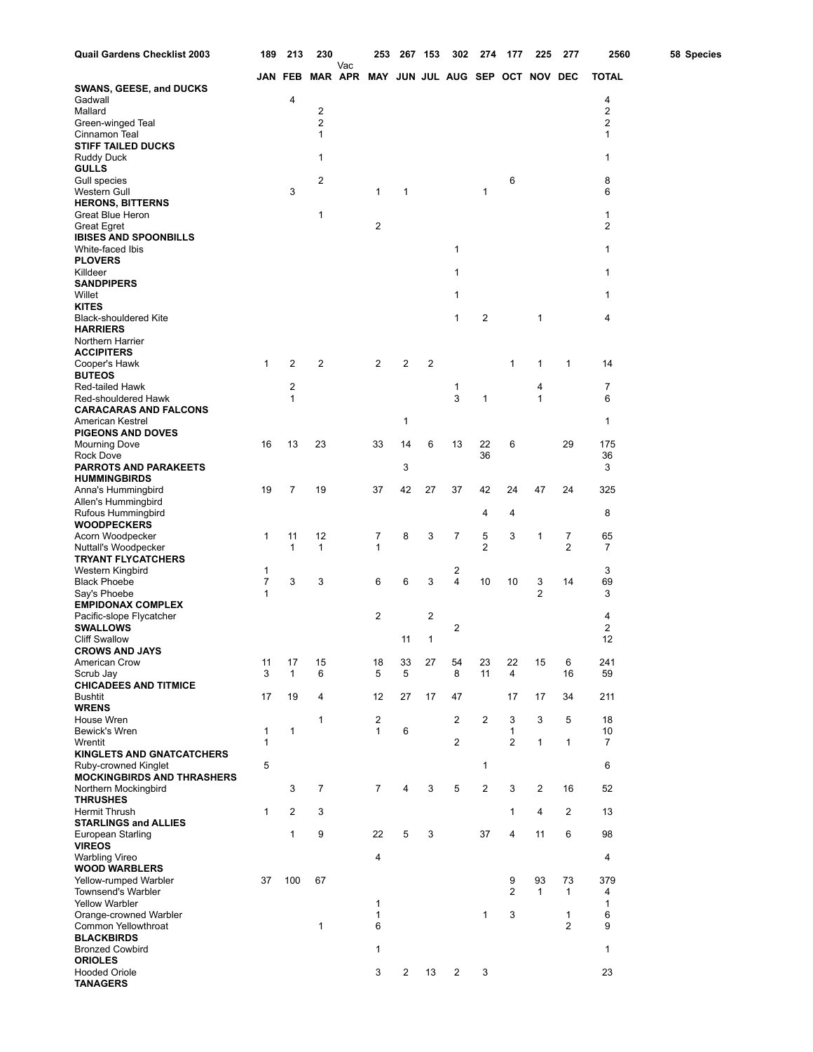| Quail Gardens Checklist 2003 | 189 | 213 | 230 | Vac | 253 | 267 | 153 | 302 | 274 | 177 | 225 | 277 | 2560 | 58 Species |
|---|---|---|---|---|---|---|---|---|---|---|---|---|---|---|
| | JAN | FEB | MAR | APR | MAY | JUN | JUL | AUG | SEP | OCT | NOV | DEC | TOTAL | |
| **SWANS, GEESE, and DUCKS** | | | | | | | | | | | | | | |
| Gadwall | | 4 | | | | | | | | | | | 4 | |
| Mallard | | | 2 | | | | | | | | | | 2 | |
| Green-winged Teal | | | 2 | | | | | | | | | | 2 | |
| Cinnamon Teal | | | 1 | | | | | | | | | | 1 | |
| **STIFF TAILED DUCKS** | | | | | | | | | | | | | | |
| Ruddy Duck | | | 1 | | | | | | | | | | 1 | |
| **GULLS** | | | | | | | | | | | | | | |
| Gull species | | | 2 | | | | | | | 6 | | | 8 | |
| Western Gull | | 3 | | | 1 | 1 | | | 1 | | | | 6 | |
| **HERONS, BITTERNS** | | | | | | | | | | | | | | |
| Great Blue Heron | | | 1 | | | | | | | | | | 1 | |
| Great Egret | | | | | 2 | | | | | | | | 2 | |
| **IBISES AND SPOONBILLS** | | | | | | | | | | | | | | |
| White-faced Ibis | | | | | | | | 1 | | | | | 1 | |
| **PLOVERS** | | | | | | | | | | | | | | |
| Killdeer | | | | | | | | 1 | | | | | 1 | |
| **SANDPIPERS** | | | | | | | | | | | | | | |
| Willet | | | | | | | | 1 | | | | | 1 | |
| **KITES** | | | | | | | | | | | | | | |
| Black-shouldered Kite | | | | | | | | 1 | 2 | | 1 | | 4 | |
| **HARRIERS** | | | | | | | | | | | | | | |
| Northern Harrier | | | | | | | | | | | | | | |
| **ACCIPITERS** | | | | | | | | | | | | | | |
| Cooper's Hawk | 1 | 2 | 2 | | 2 | 2 | 2 | | | 1 | 1 | 1 | 14 | |
| **BUTEOS** | | | | | | | | | | | | | | |
| Red-tailed Hawk | | 2 | | | | | | 1 | | | 4 | | 7 | |
| Red-shouldered Hawk | | 1 | | | | | | 3 | 1 | | 1 | | 6 | |
| **CARACARAS AND FALCONS** | | | | | | | | | | | | | | |
| American Kestrel | | | | | | 1 | | | | | | | 1 | |
| **PIGEONS AND DOVES** | | | | | | | | | | | | | | |
| Mourning Dove | 16 | 13 | 23 | | 33 | 14 | 6 | 13 | 22 | 6 | | 29 | 175 | |
| Rock Dove | | | | | | | | | 36 | | | | 36 | |
| **PARROTS AND PARAKEETS** | | | | | | 3 | | | | | | | 3 | |
| **HUMMINGBIRDS** | | | | | | | | | | | | | | |
| Anna's Hummingbird | 19 | 7 | 19 | | 37 | 42 | 27 | 37 | 42 | 24 | 47 | 24 | 325 | |
| Allen's Hummingbird | | | | | | | | | | | | | | |
| Rufous Hummingbird | | | | | | | | | 4 | 4 | | | 8 | |
| **WOODPECKERS** | | | | | | | | | | | | | | |
| Acorn Woodpecker | 1 | 11 | 12 | | 7 | 8 | 3 | 7 | 5 | 3 | 1 | 7 | 65 | |
| Nuttall's Woodpecker | | 1 | 1 | | 1 | | | | 2 | | | 2 | 7 | |
| **TRYANT FLYCATCHERS** | | | | | | | | | | | | | | |
| Western Kingbird | 1 | | | | | | | 2 | | | | | 3 | |
| Black Phoebe | 7 | 3 | 3 | | 6 | 6 | 3 | 4 | 10 | 10 | 3 | 14 | 69 | |
| Say's Phoebe | 1 | | | | | | | | | | 2 | | 3 | |
| **EMPIDONAX COMPLEX** | | | | | | | | | | | | | | |
| Pacific-slope Flycatcher | | | | | 2 | | 2 | | | | | | 4 | |
| **SWALLOWS** | | | | | | | | 2 | | | | | 2 | |
| Cliff Swallow | | | | | | 11 | 1 | | | | | | 12 | |
| **CROWS AND JAYS** | | | | | | | | | | | | | | |
| American Crow | 11 | 17 | 15 | | 18 | 33 | 27 | 54 | 23 | 22 | 15 | 6 | 241 | |
| Scrub Jay | 3 | 1 | 6 | | 5 | 5 | | 8 | 11 | 4 | | 16 | 59 | |
| **CHICADEES AND TITMICE** | | | | | | | | | | | | | | |
| Bushtit | 17 | 19 | 4 | | 12 | 27 | 17 | 47 | | 17 | 17 | 34 | 211 | |
| **WRENS** | | | | | | | | | | | | | | |
| House Wren | | | 1 | | 2 | | | 2 | 2 | 3 | 3 | 5 | 18 | |
| Bewick's Wren | 1 | 1 | | | 1 | 6 | | | | 1 | | | 10 | |
| Wrentit | 1 | | | | | | | 2 | | 2 | 1 | 1 | 7 | |
| **KINGLETS AND GNATCATCHERS** | | | | | | | | | | | | | | |
| Ruby-crowned Kinglet | 5 | | | | | | | | 1 | | | | 6 | |
| **MOCKINGBIRDS AND THRASHERS** | | | | | | | | | | | | | | |
| Northern Mockingbird | | 3 | 7 | | 7 | 4 | 3 | 5 | 2 | 3 | 2 | 16 | 52 | |
| **THRUSHES** | | | | | | | | | | | | | | |
| Hermit Thrush | 1 | 2 | 3 | | | | | | | 1 | 4 | 2 | 13 | |
| **STARLINGS and ALLIES** | | | | | | | | | | | | | | |
| European Starling | | 1 | 9 | | 22 | 5 | 3 | | 37 | 4 | 11 | 6 | 98 | |
| **VIREOS** | | | | | | | | | | | | | | |
| Warbling Vireo | | | | | 4 | | | | | | | | 4 | |
| **WOOD WARBLERS** | | | | | | | | | | | | | | |
| Yellow-rumped Warbler | 37 | 100 | 67 | | | | | | | 9 | 93 | 73 | 379 | |
| Townsend's Warbler | | | | | | | | | | 2 | 1 | 1 | 4 | |
| Yellow Warbler | | | | | 1 | | | | | | | | 1 | |
| Orange-crowned Warbler | | | | | 1 | | | | 1 | 3 | | 1 | 6 | |
| Common Yellowthroat | | | 1 | | 6 | | | | | | | 2 | 9 | |
| **BLACKBIRDS** | | | | | | | | | | | | | | |
| Bronzed Cowbird | | | | | 1 | | | | | | | | 1 | |
| **ORIOLES** | | | | | | | | | | | | | | |
| Hooded Oriole | | | | | 3 | 2 | 13 | 2 | 3 | | | | 23 | |
| **TANAGERS** | | | | | | | | | | | | | | |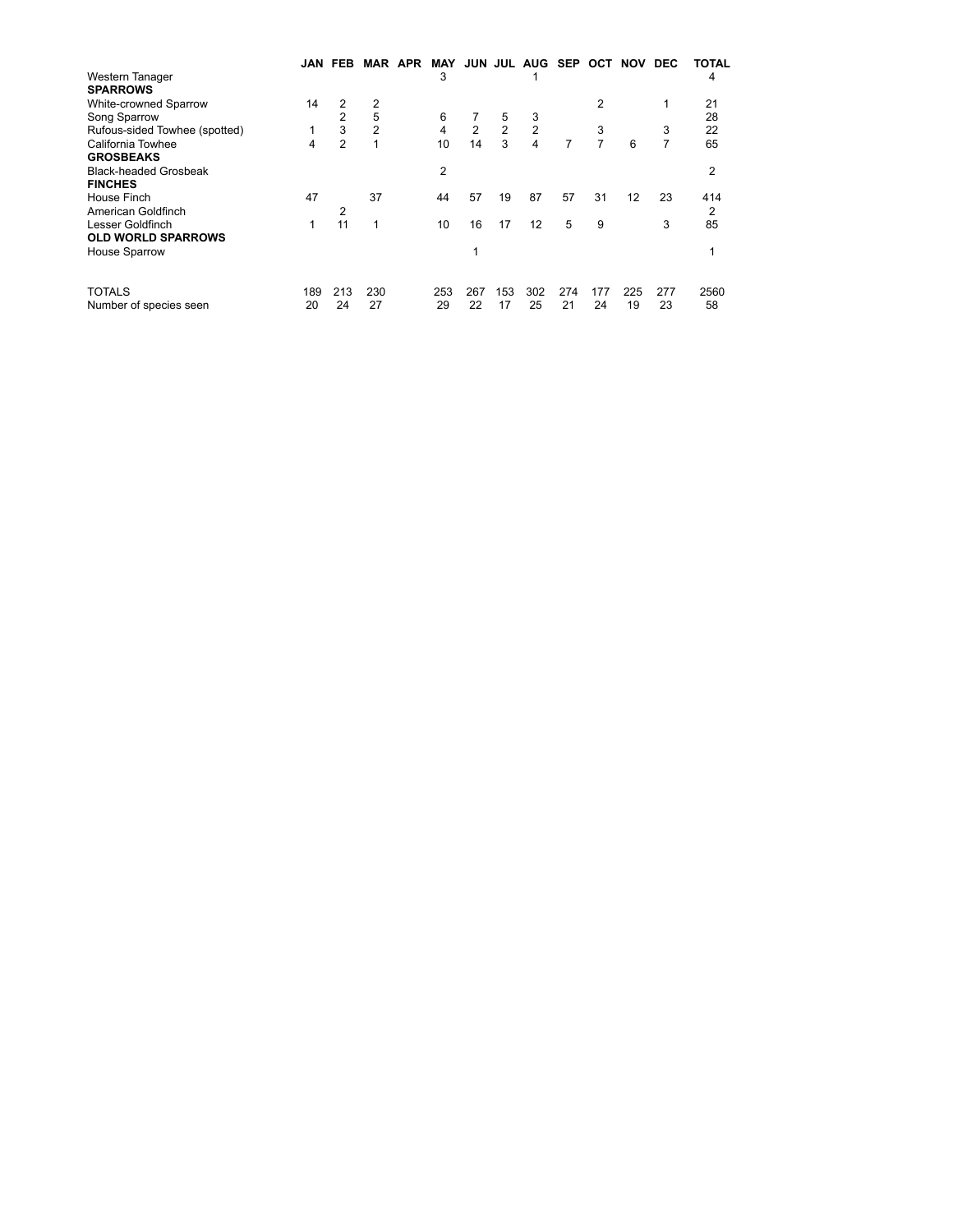| | JAN | FEB | MAR | APR | MAY | JUN | JUL | AUG | SEP | OCT | NOV | DEC | TOTAL |
|---|---|---|---|---|---|---|---|---|---|---|---|---|---|
| Western Tanager | | | | | 3 | | | 1 | | | | | 4 |
| **SPARROWS** | | | | | | | | | | | | | |
| White-crowned Sparrow | 14 | 2 | 2 | | | | | | | 2 | | 1 | 21 |
| Song Sparrow | | 2 | 5 | | 6 | 7 | 5 | 3 | | | | | 28 |
| Rufous-sided Towhee (spotted) | 1 | 3 | 2 | | 4 | 2 | 2 | 2 | | 3 | | 3 | 22 |
| California Towhee | 4 | 2 | 1 | | 10 | 14 | 3 | 4 | 7 | 7 | 6 | 7 | 65 |
| **GROSBEAKS** | | | | | | | | | | | | | |
| Black-headed Grosbeak | | | | | 2 | | | | | | | | 2 |
| **FINCHES** | | | | | | | | | | | | | |
| House Finch | 47 | | 37 | | 44 | 57 | 19 | 87 | 57 | 31 | 12 | 23 | 414 |
| American Goldfinch | | 2 | | | | | | | | | | | 2 |
| Lesser Goldfinch | 1 | 11 | 1 | | 10 | 16 | 17 | 12 | 5 | 9 | | 3 | 85 |
| **OLD WORLD SPARROWS** | | | | | | | | | | | | | |
| House Sparrow | | | | | | 1 | | | | | | | 1 |
| | | | | | | | | | | | | | |
| TOTALS | 189 | 213 | 230 | | 253 | 267 | 153 | 302 | 274 | 177 | 225 | 277 | 2560 |
| Number of species seen | 20 | 24 | 27 | | 29 | 22 | 17 | 25 | 21 | 24 | 19 | 23 | 58 |